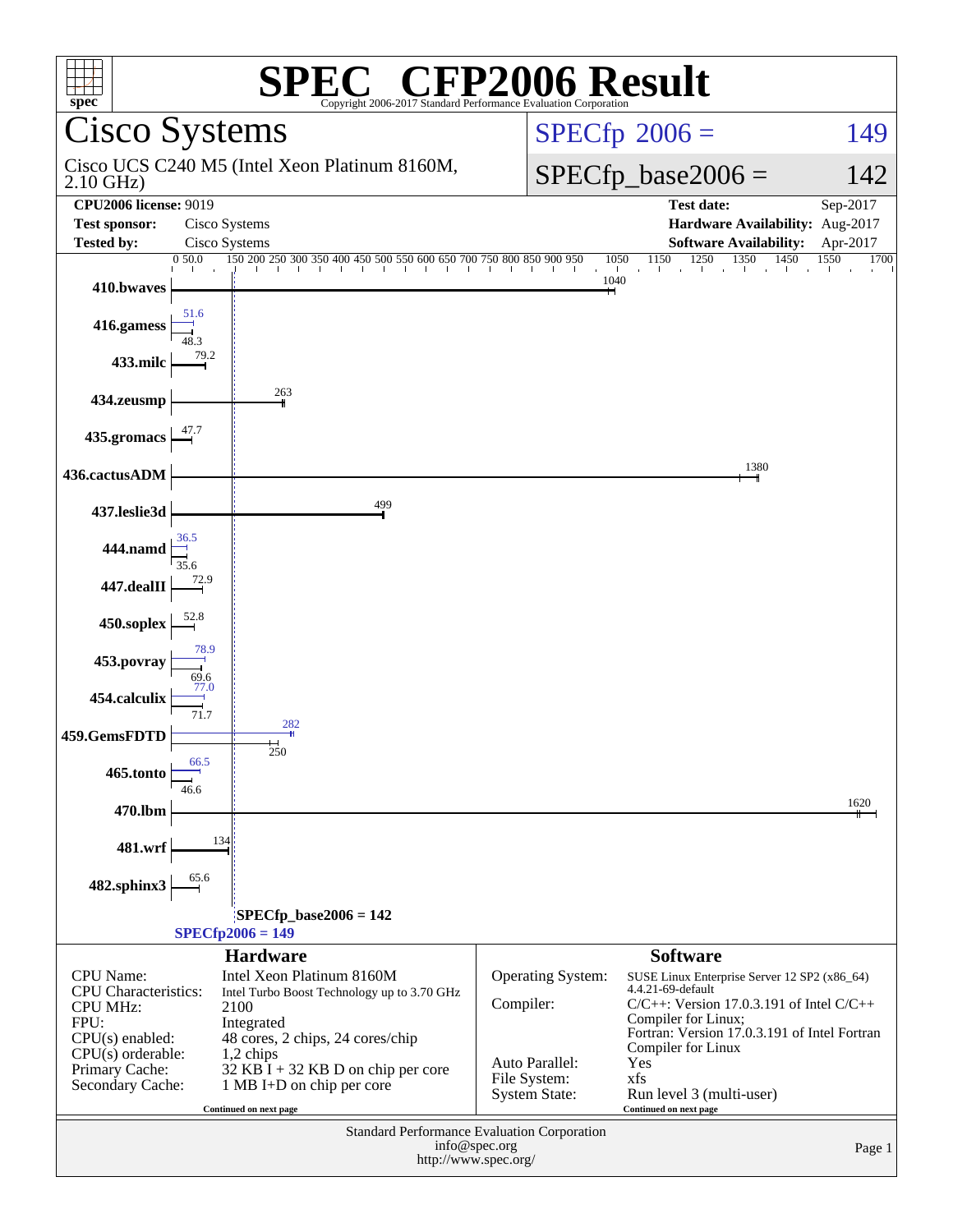# SPEC CFP2006 Result

Copyright 2006-2017 Standard Performance Evaluation Corporation

## Cisco Systems

Cisco UCS C240 M5 (Intel Xeon Platinum 8160M, 2.10 GHz)

SPECfp 2006 = 149

SPECfp_base2006 = 142

| | | | |
|---|---|---|---|
| **CPU2006 license:** 9019 | | **Test date:** | Sep-2017 |
| **Test sponsor:** | Cisco Systems | **Hardware Availability:** | Aug-2017 |
| **Tested by:** | Cisco Systems | **Software Availability:** | Apr-2017 |

| Benchmark | Peak | Base |
|---|---|---|
| 410.bwaves | | 1040 |
| 416.gamess | 51.6 | 48.3 |
| 433.milc | | 79.2 |
| 434.zeusmp | | 263 |
| 435.gromacs | | 47.7 |
| 436.cactusADM | | 1380 |
| 437.leslie3d | | 499 |
| 444.namd | 36.5 | 35.6 |
| 447.dealII | | 72.9 |
| 450.soplex | | 52.8 |
| 453.povray | 78.9 | 69.6 |
| 454.calculix | 77.0 | 71.7 |
| 459.GemsFDTD | 282 | 250 |
| 465.tonto | 66.5 | 46.6 |
| 470.lbm | | 1620 |
| 481.wrf | | 134 |
| 482.sphinx3 | | 65.6 |

SPECfp_base2006 = 142

SPECfp2006 = 149

### Hardware

| | |
|---|---|
| CPU Name: | Intel Xeon Platinum 8160M |
| CPU Characteristics: | Intel Turbo Boost Technology up to 3.70 GHz |
| CPU MHz: | 2100 |
| FPU: | Integrated |
| CPU(s) enabled: | 48 cores, 2 chips, 24 cores/chip |
| CPU(s) orderable: | 1,2 chips |
| Primary Cache: | 32 KB I + 32 KB D on chip per core |
| Secondary Cache: | 1 MB I+D on chip per core |

Continued on next page

### Software

| | |
|---|---|
| Operating System: | SUSE Linux Enterprise Server 12 SP2 (x86_64) 4.4.21-69-default |
| Compiler: | C/C++: Version 17.0.3.191 of Intel C/C++ Compiler for Linux; Fortran: Version 17.0.3.191 of Intel Fortran Compiler for Linux |
| Auto Parallel: | Yes |
| File System: | xfs |
| System State: | Run level 3 (multi-user) |

Continued on next page

Standard Performance Evaluation Corporation
info@spec.org
http://www.spec.org/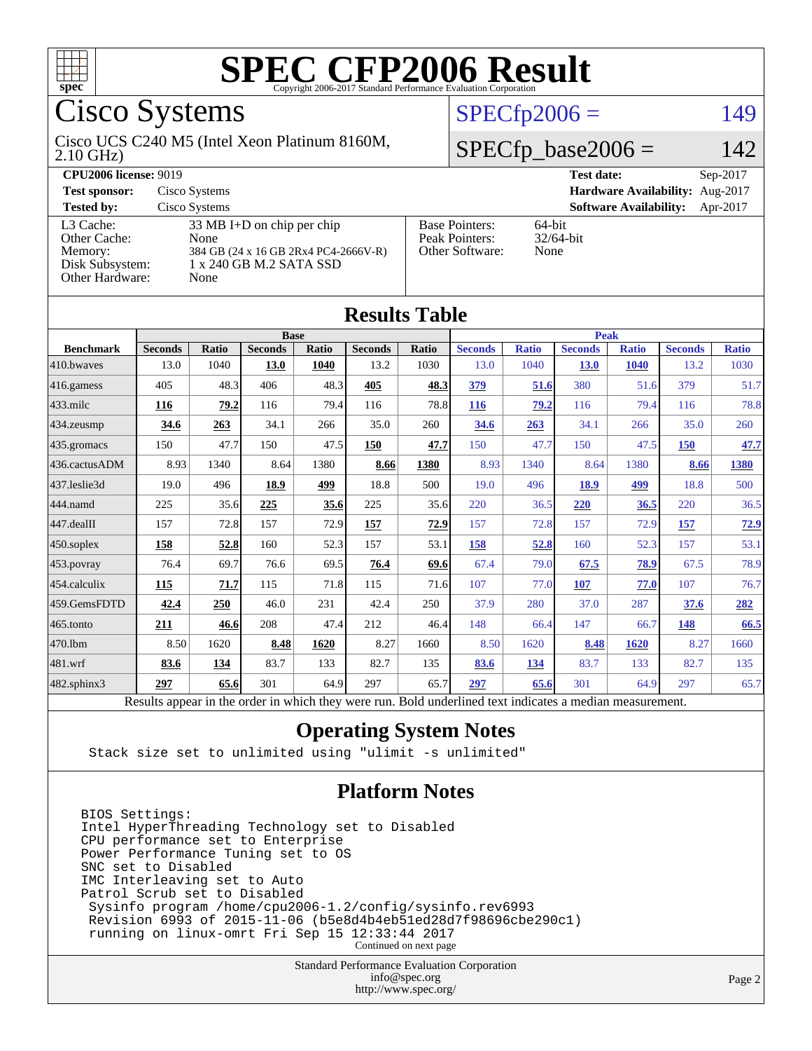# SPEC CFP2006 Result

Copyright 2006-2017 Standard Performance Evaluation Corporation

## Cisco Systems

Cisco UCS C240 M5 (Intel Xeon Platinum 8160M, 2.10 GHz)

SPECfp2006 = 149

SPECfp_base2006 = 142

| | | | |
|---|---|---|---|
| **CPU2006 license:** 9019 | | **Test date:** | Sep-2017 |
| **Test sponsor:** | Cisco Systems | **Hardware Availability:** | Aug-2017 |
| **Tested by:** | Cisco Systems | **Software Availability:** | Apr-2017 |

| | |
|---|---|
| L3 Cache: | 33 MB I+D on chip per chip |
| Other Cache: | None |
| Memory: | 384 GB (24 x 16 GB 2Rx4 PC4-2666V-R) |
| Disk Subsystem: | 1 x 240 GB M.2 SATA SSD |
| Other Hardware: | None |

| | |
|---|---|
| Base Pointers: | 64-bit |
| Peak Pointers: | 32/64-bit |
| Other Software: | None |

## Results Table

| | Base | | | | | | Peak | | | | | |
|---|---|---|---|---|---|---|---|---|---|---|---|---|
| **Benchmark** | **Seconds** | **Ratio** | **Seconds** | **Ratio** | **Seconds** | **Ratio** | **Seconds** | **Ratio** | **Seconds** | **Ratio** | **Seconds** | **Ratio** |
| 410.bwaves | 13.0 | 1040 | **13.0** | **1040** | 13.2 | 1030 | 13.0 | 1040 | **13.0** | **1040** | 13.2 | 1030 |
| 416.gamess | 405 | 48.3 | 406 | 48.3 | **405** | **48.3** | **379** | **51.6** | 380 | 51.6 | 379 | 51.7 |
| 433.milc | **116** | **79.2** | 116 | 79.4 | 116 | 78.8 | **116** | **79.2** | 116 | 79.4 | 116 | 78.8 |
| 434.zeusmp | **34.6** | **263** | 34.1 | 266 | 35.0 | 260 | **34.6** | **263** | 34.1 | 266 | 35.0 | 260 |
| 435.gromacs | 150 | 47.7 | 150 | 47.5 | **150** | **47.7** | 150 | 47.7 | 150 | 47.5 | **150** | **47.7** |
| 436.cactusADM | 8.93 | 1340 | 8.64 | 1380 | **8.66** | **1380** | 8.93 | 1340 | 8.64 | 1380 | **8.66** | **1380** |
| 437.leslie3d | 19.0 | 496 | **18.9** | **499** | 18.8 | 500 | 19.0 | 496 | **18.9** | **499** | 18.8 | 500 |
| 444.namd | 225 | 35.6 | **225** | **35.6** | 225 | 35.6 | 220 | 36.5 | **220** | **36.5** | 220 | 36.5 |
| 447.dealII | 157 | 72.8 | 157 | 72.9 | **157** | **72.9** | 157 | 72.8 | 157 | 72.9 | **157** | **72.9** |
| 450.soplex | **158** | **52.8** | 160 | 52.3 | 157 | 53.1 | **158** | **52.8** | 160 | 52.3 | 157 | 53.1 |
| 453.povray | 76.4 | 69.7 | 76.6 | 69.5 | **76.4** | **69.6** | 67.4 | 79.0 | **67.5** | **78.9** | 67.5 | 78.9 |
| 454.calculix | **115** | **71.7** | 115 | 71.8 | 115 | 71.6 | 107 | 77.0 | **107** | **77.0** | 107 | 76.7 |
| 459.GemsFDTD | **42.4** | **250** | 46.0 | 231 | 42.4 | 250 | 37.9 | 280 | 37.0 | 287 | **37.6** | **282** |
| 465.tonto | **211** | **46.6** | 208 | 47.4 | 212 | 46.4 | 148 | 66.4 | 147 | 66.7 | **148** | **66.5** |
| 470.lbm | 8.50 | 1620 | **8.48** | **1620** | 8.27 | 1660 | 8.50 | 1620 | **8.48** | **1620** | 8.27 | 1660 |
| 481.wrf | **83.6** | **134** | 83.7 | 133 | 82.7 | 135 | **83.6** | **134** | 83.7 | 133 | 82.7 | 135 |
| 482.sphinx3 | **297** | **65.6** | 301 | 64.9 | 297 | 65.7 | **297** | **65.6** | 301 | 64.9 | 297 | 65.7 |

Results appear in the order in which they were run. Bold underlined text indicates a median measurement.

## Operating System Notes

```
Stack size set to unlimited using "ulimit -s unlimited"
```

## Platform Notes

```
BIOS Settings:
Intel HyperThreading Technology set to Disabled
CPU performance set to Enterprise
Power Performance Tuning set to OS
SNC set to Disabled
IMC Interleaving set to Auto
Patrol Scrub set to Disabled
 Sysinfo program /home/cpu2006-1.2/config/sysinfo.rev6993
 Revision 6993 of 2015-11-06 (b5e8d4b4eb51ed28d7f98696cbe290c1)
 running on linux-omrt Fri Sep 15 12:33:44 2017
```

Continued on next page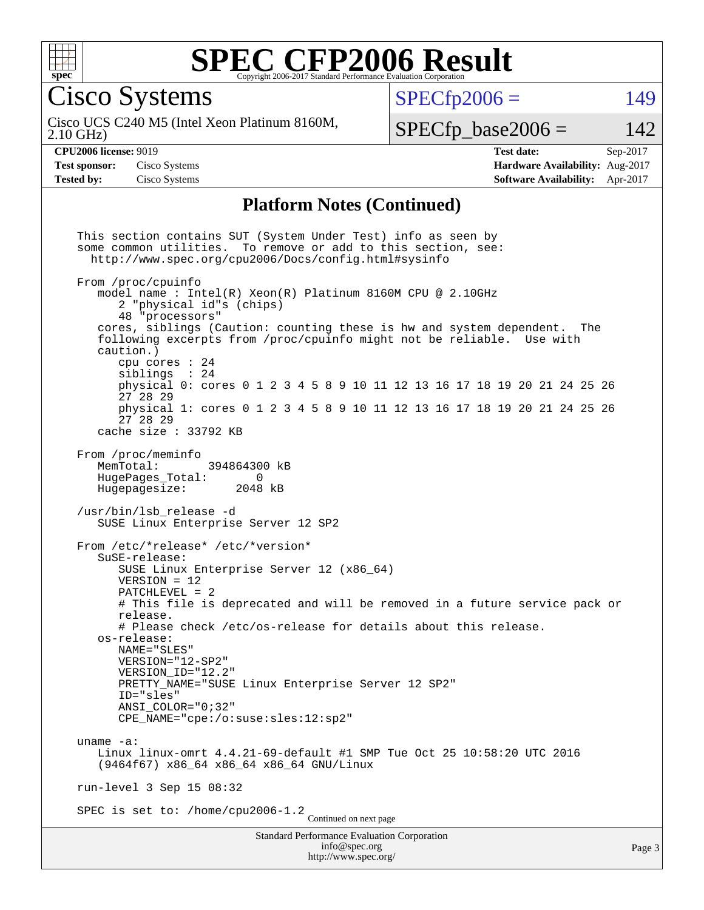Cisco Systems

Cisco UCS C240 M5 (Intel Xeon Platinum 8160M, 2.10 GHz)

SPECfp2006 = 149

SPECfp_base2006 = 142

**CPU2006 license:** 9019
**Test sponsor:** Cisco Systems
**Tested by:** Cisco Systems

**Test date:** Sep-2017
**Hardware Availability:** Aug-2017
**Software Availability:** Apr-2017

## Platform Notes (Continued)

```
This section contains SUT (System Under Test) info as seen by
some common utilities.  To remove or add to this section, see:
  http://www.spec.org/cpu2006/Docs/config.html#sysinfo

From /proc/cpuinfo
   model name : Intel(R) Xeon(R) Platinum 8160M CPU @ 2.10GHz
      2 "physical id"s (chips)
      48 "processors"
   cores, siblings (Caution: counting these is hw and system dependent.  The
   following excerpts from /proc/cpuinfo might not be reliable.  Use with
   caution.)
      cpu cores : 24
      siblings  : 24
      physical 0: cores 0 1 2 3 4 5 8 9 10 11 12 13 16 17 18 19 20 21 24 25 26
      27 28 29
      physical 1: cores 0 1 2 3 4 5 8 9 10 11 12 13 16 17 18 19 20 21 24 25 26
      27 28 29
   cache size : 33792 KB

From /proc/meminfo
   MemTotal:       394864300 kB
   HugePages_Total:       0
   Hugepagesize:       2048 kB

/usr/bin/lsb_release -d
   SUSE Linux Enterprise Server 12 SP2

From /etc/*release* /etc/*version*
   SuSE-release:
      SUSE Linux Enterprise Server 12 (x86_64)
      VERSION = 12
      PATCHLEVEL = 2
      # This file is deprecated and will be removed in a future service pack or
      release.
      # Please check /etc/os-release for details about this release.
   os-release:
      NAME="SLES"
      VERSION="12-SP2"
      VERSION_ID="12.2"
      PRETTY_NAME="SUSE Linux Enterprise Server 12 SP2"
      ID="sles"
      ANSI_COLOR="0;32"
      CPE_NAME="cpe:/o:suse:sles:12:sp2"

uname -a:
   Linux linux-omrt 4.4.21-69-default #1 SMP Tue Oct 25 10:58:20 UTC 2016
   (9464f67) x86_64 x86_64 x86_64 GNU/Linux

run-level 3 Sep 15 08:32

SPEC is set to: /home/cpu2006-1.2
```

Continued on next page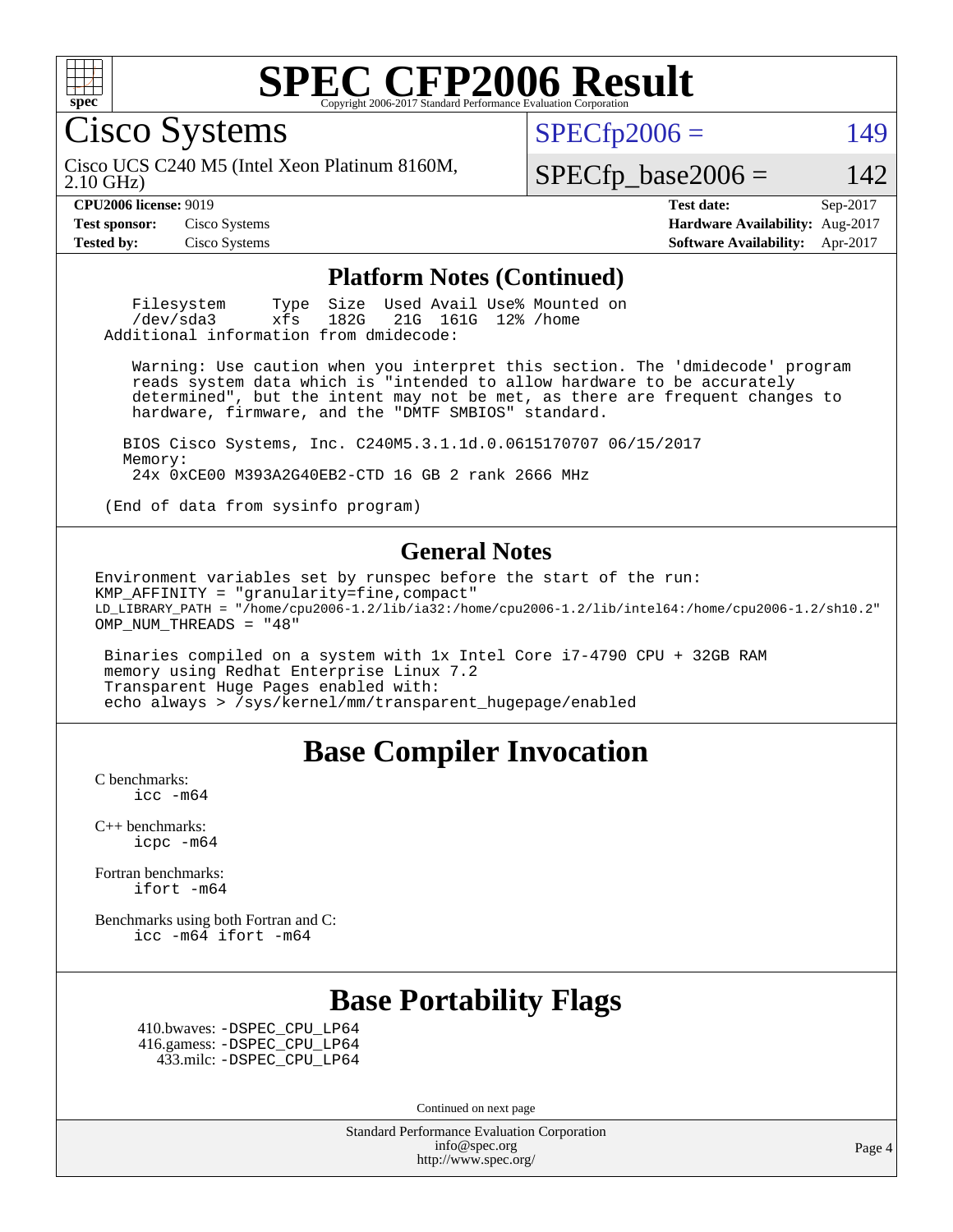# SPEC CFP2006 Result

Copyright 2006-2017 Standard Performance Evaluation Corporation

## Cisco Systems

Cisco UCS C240 M5 (Intel Xeon Platinum 8160M, 2.10 GHz)

SPECfp2006 = 149

SPECfp_base2006 = 142

| | | | |
|---|---|---|---|
| **CPU2006 license:** 9019 | | **Test date:** | Sep-2017 |
| **Test sponsor:** | Cisco Systems | **Hardware Availability:** | Aug-2017 |
| **Tested by:** | Cisco Systems | **Software Availability:** | Apr-2017 |

### Platform Notes (Continued)

```
    Filesystem     Type  Size  Used Avail Use% Mounted on
    /dev/sda3      xfs   182G   21G  161G  12% /home
  Additional information from dmidecode:

    Warning: Use caution when you interpret this section. The 'dmidecode' program
    reads system data which is "intended to allow hardware to be accurately
    determined", but the intent may not be met, as there are frequent changes to
    hardware, firmware, and the "DMTF SMBIOS" standard.

   BIOS Cisco Systems, Inc. C240M5.3.1.1d.0.0615170707 06/15/2017
   Memory:
    24x 0xCE00 M393A2G40EB2-CTD 16 GB 2 rank 2666 MHz

  (End of data from sysinfo program)
```

### General Notes

```
Environment variables set by runspec before the start of the run:
KMP_AFFINITY = "granularity=fine,compact"
LD_LIBRARY_PATH = "/home/cpu2006-1.2/lib/ia32:/home/cpu2006-1.2/lib/intel64:/home/cpu2006-1.2/sh10.2"
OMP_NUM_THREADS = "48"

 Binaries compiled on a system with 1x Intel Core i7-4790 CPU + 32GB RAM
 memory using Redhat Enterprise Linux 7.2
 Transparent Huge Pages enabled with:
 echo always > /sys/kernel/mm/transparent_hugepage/enabled
```

## Base Compiler Invocation

C benchmarks:
`icc -m64`

C++ benchmarks:
`icpc -m64`

Fortran benchmarks:
`ifort -m64`

Benchmarks using both Fortran and C:
`icc -m64 ifort -m64`

## Base Portability Flags

410.bwaves: -DSPEC_CPU_LP64
416.gamess: -DSPEC_CPU_LP64
433.milc: -DSPEC_CPU_LP64

Continued on next page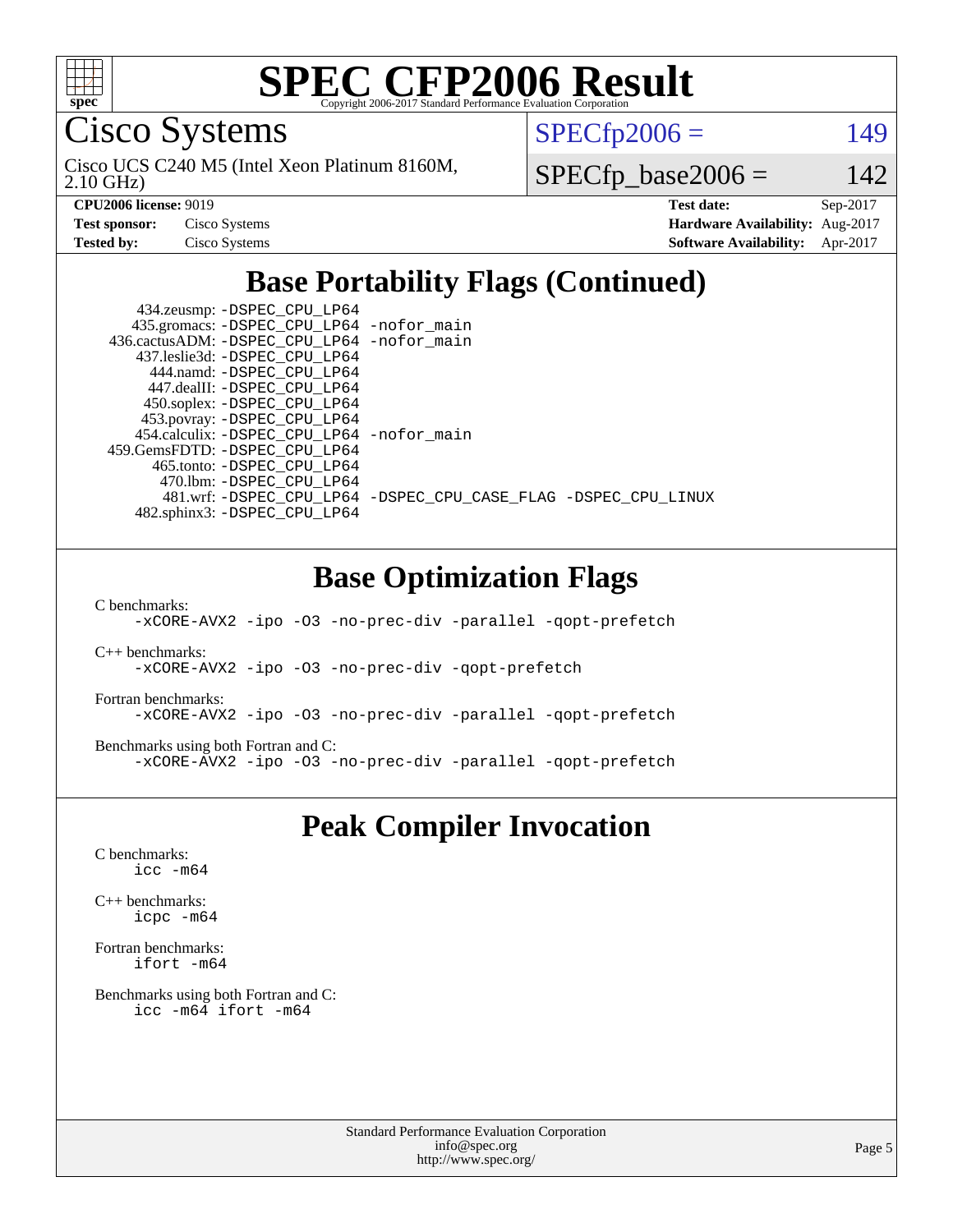# SPEC CFP2006 Result

Copyright 2006-2017 Standard Performance Evaluation Corporation

## Cisco Systems

Cisco UCS C240 M5 (Intel Xeon Platinum 8160M, 2.10 GHz)

SPECfp2006 = 149

SPECfp_base2006 = 142

**CPU2006 license:** 9019
**Test sponsor:** Cisco Systems
**Tested by:** Cisco Systems

**Test date:** Sep-2017
**Hardware Availability:** Aug-2017
**Software Availability:** Apr-2017

## Base Portability Flags (Continued)

```
    434.zeusmp: -DSPEC_CPU_LP64
   435.gromacs: -DSPEC_CPU_LP64 -nofor_main
  436.cactusADM: -DSPEC_CPU_LP64 -nofor_main
   437.leslie3d: -DSPEC_CPU_LP64
      444.namd: -DSPEC_CPU_LP64
    447.dealII: -DSPEC_CPU_LP64
    450.soplex: -DSPEC_CPU_LP64
    453.povray: -DSPEC_CPU_LP64
  454.calculix: -DSPEC_CPU_LP64 -nofor_main
 459.GemsFDTD: -DSPEC_CPU_LP64
     465.tonto: -DSPEC_CPU_LP64
       470.lbm: -DSPEC_CPU_LP64
       481.wrf: -DSPEC_CPU_LP64 -DSPEC_CPU_CASE_FLAG -DSPEC_CPU_LINUX
   482.sphinx3: -DSPEC_CPU_LP64
```

## Base Optimization Flags

C benchmarks:
```
-xCORE-AVX2 -ipo -O3 -no-prec-div -parallel -qopt-prefetch
```

C++ benchmarks:
```
-xCORE-AVX2 -ipo -O3 -no-prec-div -qopt-prefetch
```

Fortran benchmarks:
```
-xCORE-AVX2 -ipo -O3 -no-prec-div -parallel -qopt-prefetch
```

Benchmarks using both Fortran and C:
```
-xCORE-AVX2 -ipo -O3 -no-prec-div -parallel -qopt-prefetch
```

## Peak Compiler Invocation

C benchmarks:
```
icc -m64
```

C++ benchmarks:
```
icpc -m64
```

Fortran benchmarks:
```
ifort -m64
```

Benchmarks using both Fortran and C:
```
icc -m64 ifort -m64
```

Standard Performance Evaluation Corporation
info@spec.org
http://www.spec.org/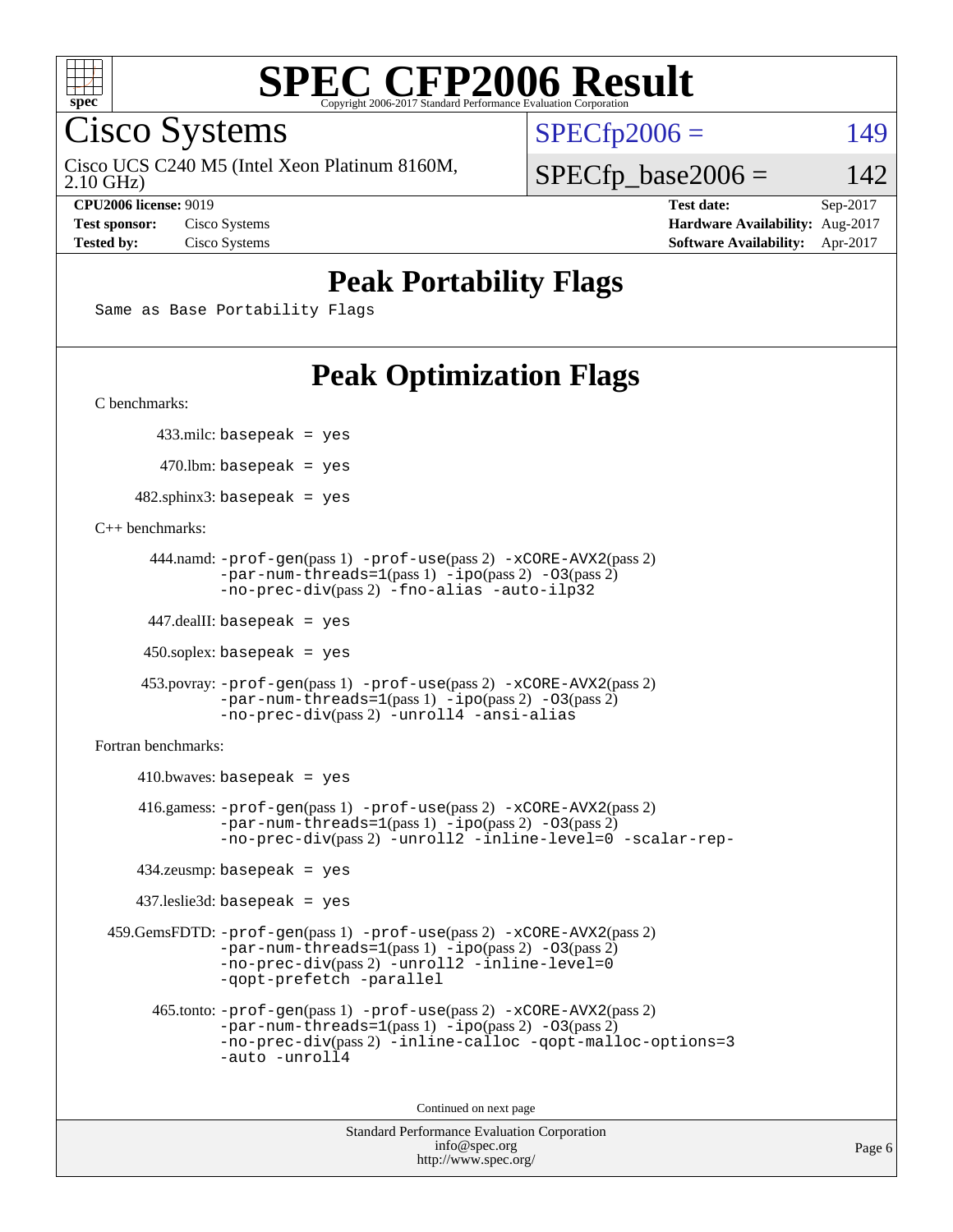# SPEC CFP2006 Result

Copyright 2006-2017 Standard Performance Evaluation Corporation

## Cisco Systems

Cisco UCS C240 M5 (Intel Xeon Platinum 8160M, 2.10 GHz)

SPECfp2006 = 149

SPECfp_base2006 = 142

**CPU2006 license:** 9019
**Test sponsor:** Cisco Systems
**Tested by:** Cisco Systems

**Test date:** Sep-2017
**Hardware Availability:** Aug-2017
**Software Availability:** Apr-2017

## Peak Portability Flags

Same as Base Portability Flags

## Peak Optimization Flags

C benchmarks:

433.milc: basepeak = yes

470.lbm: basepeak = yes

482.sphinx3: basepeak = yes

C++ benchmarks:

444.namd: -prof-gen(pass 1) -prof-use(pass 2) -xCORE-AVX2(pass 2) -par-num-threads=1(pass 1) -ipo(pass 2) -O3(pass 2) -no-prec-div(pass 2) -fno-alias -auto-ilp32

447.dealII: basepeak = yes

450.soplex: basepeak = yes

453.povray: -prof-gen(pass 1) -prof-use(pass 2) -xCORE-AVX2(pass 2) -par-num-threads=1(pass 1) -ipo(pass 2) -O3(pass 2) -no-prec-div(pass 2) -unroll4 -ansi-alias

Fortran benchmarks:

410.bwaves: basepeak = yes

416.gamess: -prof-gen(pass 1) -prof-use(pass 2) -xCORE-AVX2(pass 2) -par-num-threads=1(pass 1) -ipo(pass 2) -O3(pass 2) -no-prec-div(pass 2) -unroll2 -inline-level=0 -scalar-rep-

434.zeusmp: basepeak = yes

437.leslie3d: basepeak = yes

459.GemsFDTD: -prof-gen(pass 1) -prof-use(pass 2) -xCORE-AVX2(pass 2) -par-num-threads=1(pass 1) -ipo(pass 2) -O3(pass 2) -no-prec-div(pass 2) -unroll2 -inline-level=0 -qopt-prefetch -parallel

465.tonto: -prof-gen(pass 1) -prof-use(pass 2) -xCORE-AVX2(pass 2) -par-num-threads=1(pass 1) -ipo(pass 2) -O3(pass 2) -no-prec-div(pass 2) -inline-calloc -qopt-malloc-options=3 -auto -unroll4

Continued on next page

Standard Performance Evaluation Corporation
info@spec.org
http://www.spec.org/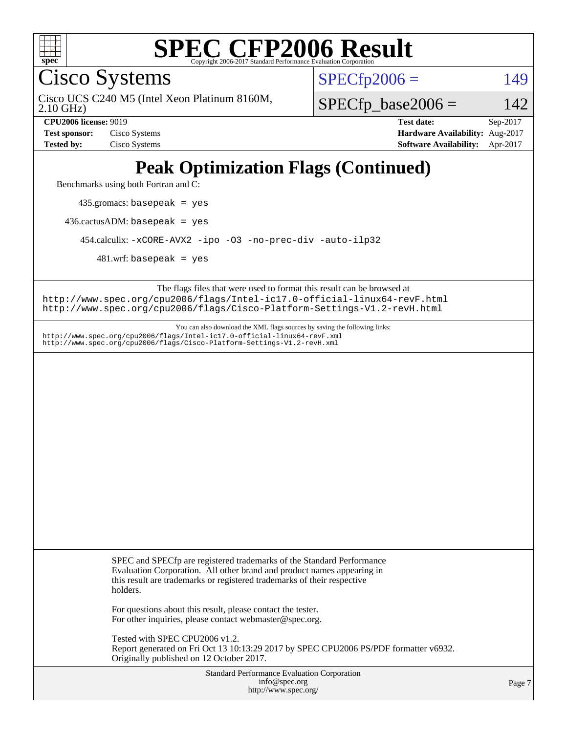# Peak Optimization Flags (Continued)

Benchmarks using both Fortran and C:

435.gromacs: `basepeak = yes`

436.cactusADM: `basepeak = yes`

454.calculix: `-xCORE-AVX2 -ipo -O3 -no-prec-div -auto-ilp32`

481.wrf: `basepeak = yes`

The flags files that were used to format this result can be browsed at
http://www.spec.org/cpu2006/flags/Intel-ic17.0-official-linux64-revF.html
http://www.spec.org/cpu2006/flags/Cisco-Platform-Settings-V1.2-revH.html

You can also download the XML flags sources by saving the following links:
http://www.spec.org/cpu2006/flags/Intel-ic17.0-official-linux64-revF.xml
http://www.spec.org/cpu2006/flags/Cisco-Platform-Settings-V1.2-revH.xml

SPEC and SPECfp are registered trademarks of the Standard Performance Evaluation Corporation. All other brand and product names appearing in this result are trademarks or registered trademarks of their respective holders.

For questions about this result, please contact the tester.
For other inquiries, please contact webmaster@spec.org.

Tested with SPEC CPU2006 v1.2.
Report generated on Fri Oct 13 10:13:29 2017 by SPEC CPU2006 PS/PDF formatter v6932.
Originally published on 12 October 2017.